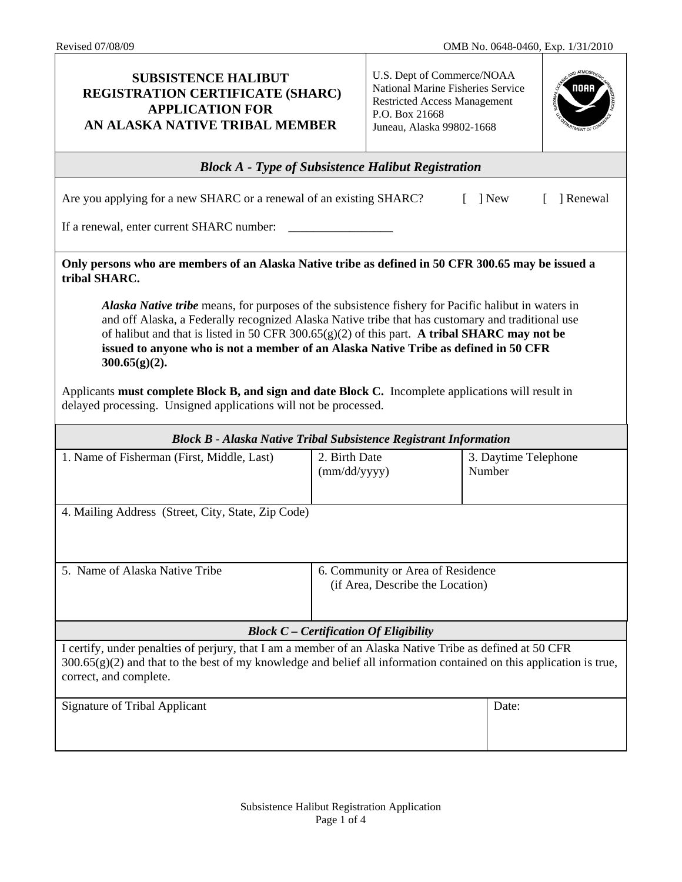Revised 07/08/09

OMB No. 0648-0460, Exp. 1/31/2010

# SUBSISTENCE HALIBUT REGISTRATION CERTIFICATE (SHARC) APPLICATION FOR AN ALASKA NATIVE TRIBAL MEMBER

U.S. Dept of Commerce/NOAA
National Marine Fisheries Service
Restricted Access Management
P.O. Box 21668
Juneau, Alaska 99802-1668

## *Block A - Type of Subsistence Halibut Registration*

Are you applying for a new SHARC or a renewal of an existing SHARC? [ ] New [ ] Renewal

If a renewal, enter current SHARC number: _________________

**Only persons who are members of an Alaska Native tribe as defined in 50 CFR 300.65 may be issued a tribal SHARC.**

> ***Alaska Native tribe*** means, for purposes of the subsistence fishery for Pacific halibut in waters in and off Alaska, a Federally recognized Alaska Native tribe that has customary and traditional use of halibut and that is listed in 50 CFR 300.65(g)(2) of this part. **A tribal SHARC may not be issued to anyone who is not a member of an Alaska Native Tribe as defined in 50 CFR 300.65(g)(2).**

Applicants **must complete Block B, and sign and date Block C.** Incomplete applications will result in delayed processing. Unsigned applications will not be processed.

## *Block B - Alaska Native Tribal Subsistence Registrant Information*

| 1. Name of Fisherman (First, Middle, Last) | 2. Birth Date (mm/dd/yyyy) | 3. Daytime Telephone Number |
|---|---|---|
| | | |

| 4. Mailing Address (Street, City, State, Zip Code) |
|---|
| |

| 5. Name of Alaska Native Tribe | 6. Community or Area of Residence (if Area, Describe the Location) |
|---|---|
| | |

## *Block C – Certification Of Eligibility*

I certify, under penalties of perjury, that I am a member of an Alaska Native Tribe as defined at 50 CFR 300.65(g)(2) and that to the best of my knowledge and belief all information contained on this application is true, correct, and complete.

| Signature of Tribal Applicant | Date: |
|---|---|
| | |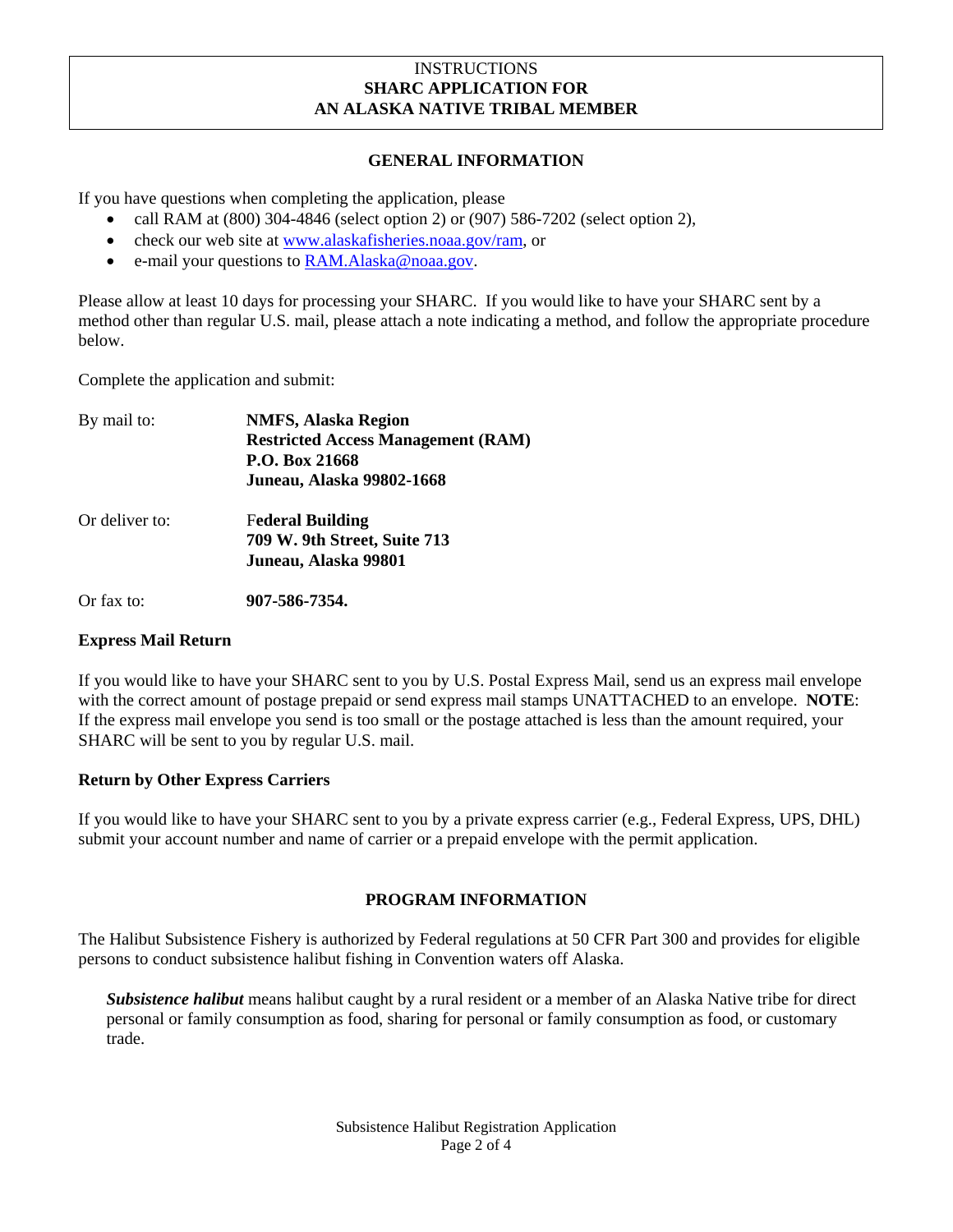# INSTRUCTIONS
# SHARC APPLICATION FOR AN ALASKA NATIVE TRIBAL MEMBER

## GENERAL INFORMATION

If you have questions when completing the application, please

- call RAM at (800) 304-4846 (select option 2) or (907) 586-7202 (select option 2),
- check our web site at www.alaskafisheries.noaa.gov/ram, or
- e-mail your questions to RAM.Alaska@noaa.gov.

Please allow at least 10 days for processing your SHARC. If you would like to have your SHARC sent by a method other than regular U.S. mail, please attach a note indicating a method, and follow the appropriate procedure below.

Complete the application and submit:

By mail to:
**NMFS, Alaska Region**
**Restricted Access Management (RAM)**
**P.O. Box 21668**
**Juneau, Alaska 99802-1668**

Or deliver to:
**Federal Building**
**709 W. 9th Street, Suite 713**
**Juneau, Alaska 99801**

Or fax to: **907-586-7354.**

### Express Mail Return

If you would like to have your SHARC sent to you by U.S. Postal Express Mail, send us an express mail envelope with the correct amount of postage prepaid or send express mail stamps UNATTACHED to an envelope. **NOTE**: If the express mail envelope you send is too small or the postage attached is less than the amount required, your SHARC will be sent to you by regular U.S. mail.

### Return by Other Express Carriers

If you would like to have your SHARC sent to you by a private express carrier (e.g., Federal Express, UPS, DHL) submit your account number and name of carrier or a prepaid envelope with the permit application.

## PROGRAM INFORMATION

The Halibut Subsistence Fishery is authorized by Federal regulations at 50 CFR Part 300 and provides for eligible persons to conduct subsistence halibut fishing in Convention waters off Alaska.

> ***Subsistence halibut*** means halibut caught by a rural resident or a member of an Alaska Native tribe for direct personal or family consumption as food, sharing for personal or family consumption as food, or customary trade.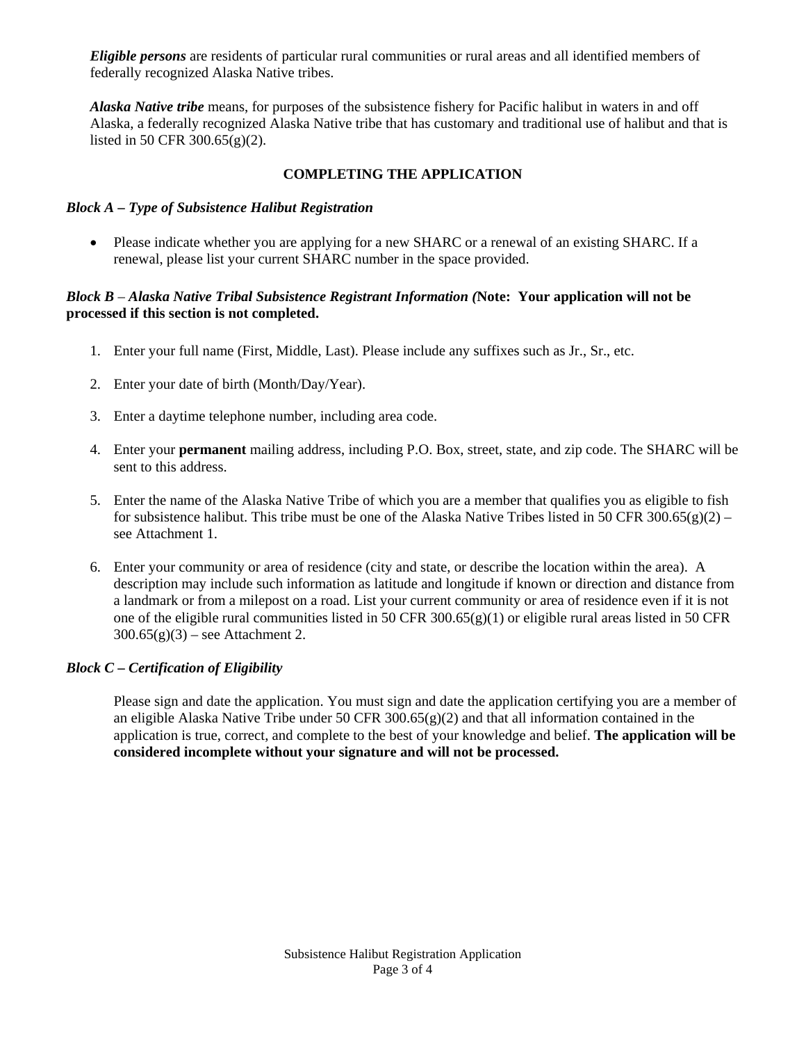***Eligible persons*** are residents of particular rural communities or rural areas and all identified members of federally recognized Alaska Native tribes.

***Alaska Native tribe*** means, for purposes of the subsistence fishery for Pacific halibut in waters in and off Alaska, a federally recognized Alaska Native tribe that has customary and traditional use of halibut and that is listed in 50 CFR 300.65(g)(2).

## COMPLETING THE APPLICATION

### *Block A – Type of Subsistence Halibut Registration*

- Please indicate whether you are applying for a new SHARC or a renewal of an existing SHARC. If a renewal, please list your current SHARC number in the space provided.

### *Block B – Alaska Native Tribal Subsistence Registrant Information (***Note: Your application will not be processed if this section is not completed.**

1. Enter your full name (First, Middle, Last). Please include any suffixes such as Jr., Sr., etc.

2. Enter your date of birth (Month/Day/Year).

3. Enter a daytime telephone number, including area code.

4. Enter your **permanent** mailing address, including P.O. Box, street, state, and zip code. The SHARC will be sent to this address.

5. Enter the name of the Alaska Native Tribe of which you are a member that qualifies you as eligible to fish for subsistence halibut. This tribe must be one of the Alaska Native Tribes listed in 50 CFR 300.65(g)(2) – see Attachment 1.

6. Enter your community or area of residence (city and state, or describe the location within the area). A description may include such information as latitude and longitude if known or direction and distance from a landmark or from a milepost on a road. List your current community or area of residence even if it is not one of the eligible rural communities listed in 50 CFR 300.65(g)(1) or eligible rural areas listed in 50 CFR 300.65(g)(3) – see Attachment 2.

### *Block C – Certification of Eligibility*

Please sign and date the application. You must sign and date the application certifying you are a member of an eligible Alaska Native Tribe under 50 CFR 300.65(g)(2) and that all information contained in the application is true, correct, and complete to the best of your knowledge and belief. **The application will be considered incomplete without your signature and will not be processed.**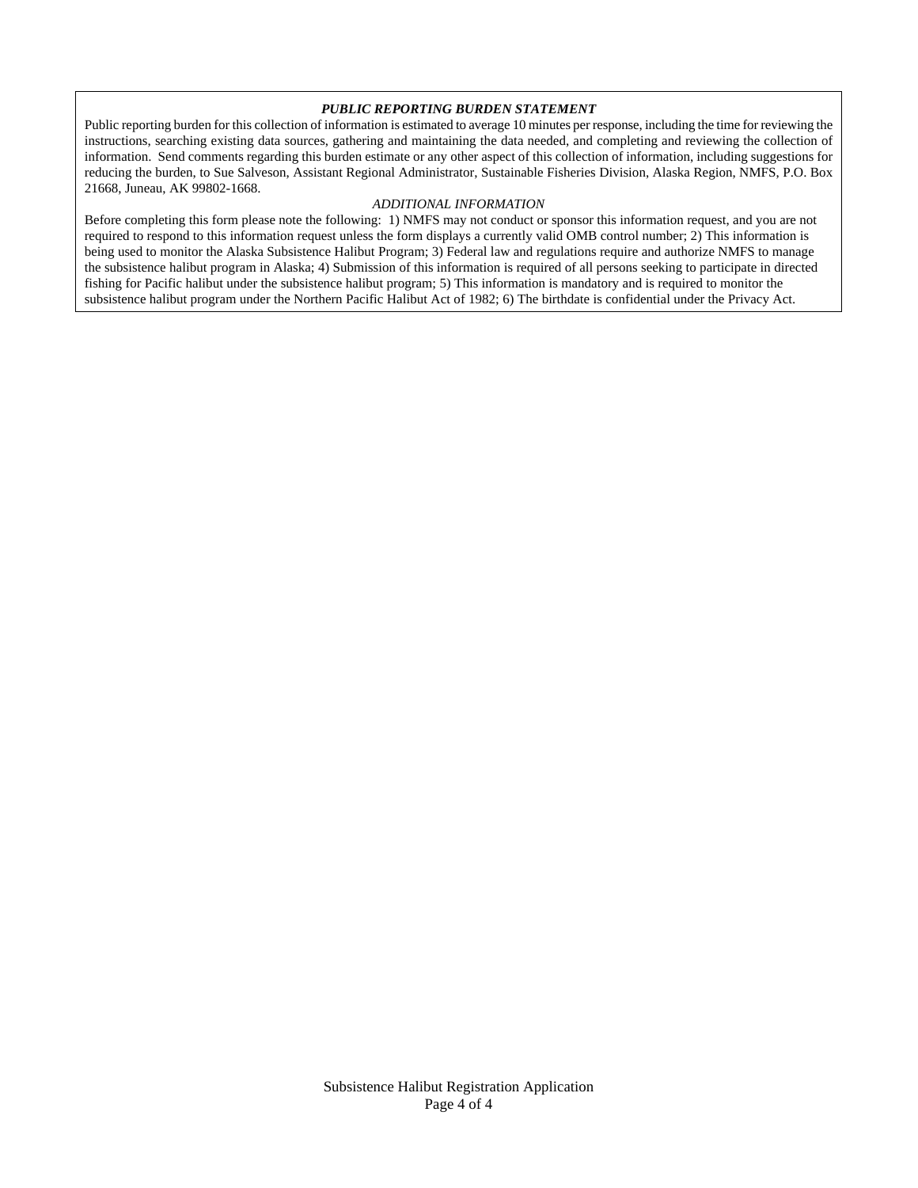***PUBLIC REPORTING BURDEN STATEMENT***

Public reporting burden for this collection of information is estimated to average 10 minutes per response, including the time for reviewing the instructions, searching existing data sources, gathering and maintaining the data needed, and completing and reviewing the collection of information. Send comments regarding this burden estimate or any other aspect of this collection of information, including suggestions for reducing the burden, to Sue Salveson, Assistant Regional Administrator, Sustainable Fisheries Division, Alaska Region, NMFS, P.O. Box 21668, Juneau, AK 99802-1668.

*ADDITIONAL INFORMATION*

Before completing this form please note the following: 1) NMFS may not conduct or sponsor this information request, and you are not required to respond to this information request unless the form displays a currently valid OMB control number; 2) This information is being used to monitor the Alaska Subsistence Halibut Program; 3) Federal law and regulations require and authorize NMFS to manage the subsistence halibut program in Alaska; 4) Submission of this information is required of all persons seeking to participate in directed fishing for Pacific halibut under the subsistence halibut program; 5) This information is mandatory and is required to monitor the subsistence halibut program under the Northern Pacific Halibut Act of 1982; 6) The birthdate is confidential under the Privacy Act.